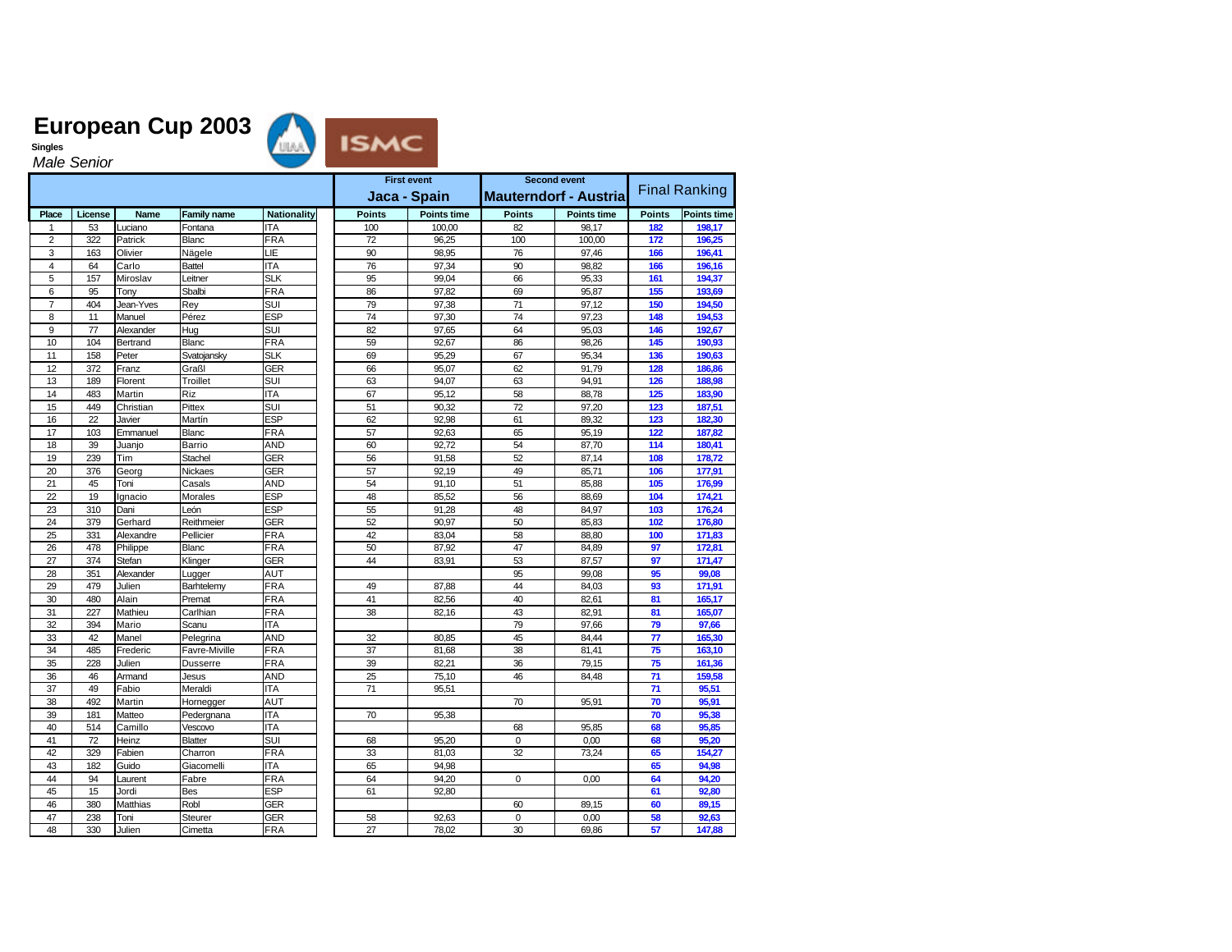# European Cup 2003

**Singles**

*Male Senior*

| | | | | | First event | | Second event | | Final Ranking | |
|---|---|---|---|---|---|---|---|---|---|---|
| | | | | | Jaca - Spain | | Mauterndorf - Austria | | | |
| Place | License | Name | Family name | Nationality | Points | Points time | Points | Points time | Points | Points time |
| 1 | 53 | Luciano | Fontana | ITA | 100 | 100,00 | 82 | 98,17 | 182 | 198,17 |
| 2 | 322 | Patrick | Blanc | FRA | 72 | 96,25 | 100 | 100,00 | 172 | 196,25 |
| 3 | 163 | Olivier | Nägele | LIE | 90 | 98,95 | 76 | 97,46 | 166 | 196,41 |
| 4 | 64 | Carlo | Battel | ITA | 76 | 97,34 | 90 | 98,82 | 166 | 196,16 |
| 5 | 157 | Miroslav | Leitner | SLK | 95 | 99,04 | 66 | 95,33 | 161 | 194,37 |
| 6 | 95 | Tony | Sbalbi | FRA | 86 | 97,82 | 69 | 95,87 | 155 | 193,69 |
| 7 | 404 | Jean-Yves | Rey | SUI | 79 | 97,38 | 71 | 97,12 | 150 | 194,50 |
| 8 | 11 | Manuel | Pérez | ESP | 74 | 97,30 | 74 | 97,23 | 148 | 194,53 |
| 9 | 77 | Alexander | Hug | SUI | 82 | 97,65 | 64 | 95,03 | 146 | 192,67 |
| 10 | 104 | Bertrand | Blanc | FRA | 59 | 92,67 | 86 | 98,26 | 145 | 190,93 |
| 11 | 158 | Peter | Svatojansky | SLK | 69 | 95,29 | 67 | 95,34 | 136 | 190,63 |
| 12 | 372 | Franz | Graßl | GER | 66 | 95,07 | 62 | 91,79 | 128 | 186,86 |
| 13 | 189 | Florent | Troillet | SUI | 63 | 94,07 | 63 | 94,91 | 126 | 188,98 |
| 14 | 483 | Martin | Riz | ITA | 67 | 95,12 | 58 | 88,78 | 125 | 183,90 |
| 15 | 449 | Christian | Pittex | SUI | 51 | 90,32 | 72 | 97,20 | 123 | 187,51 |
| 16 | 22 | Javier | Martín | ESP | 62 | 92,98 | 61 | 89,32 | 123 | 182,30 |
| 17 | 103 | Emmanuel | Blanc | FRA | 57 | 92,63 | 65 | 95,19 | 122 | 187,82 |
| 18 | 39 | Juanjo | Barrio | AND | 60 | 92,72 | 54 | 87,70 | 114 | 180,41 |
| 19 | 239 | Tim | Stachel | GER | 56 | 91,58 | 52 | 87,14 | 108 | 178,72 |
| 20 | 376 | Georg | Nickaes | GER | 57 | 92,19 | 49 | 85,71 | 106 | 177,91 |
| 21 | 45 | Toni | Casals | AND | 54 | 91,10 | 51 | 85,88 | 105 | 176,99 |
| 22 | 19 | Ignacio | Morales | ESP | 48 | 85,52 | 56 | 88,69 | 104 | 174,21 |
| 23 | 310 | Dani | León | ESP | 55 | 91,28 | 48 | 84,97 | 103 | 176,24 |
| 24 | 379 | Gerhard | Reithmeier | GER | 52 | 90,97 | 50 | 85,83 | 102 | 176,80 |
| 25 | 331 | Alexandre | Pellicier | FRA | 42 | 83,04 | 58 | 88,80 | 100 | 171,83 |
| 26 | 478 | Philippe | Blanc | FRA | 50 | 87,92 | 47 | 84,89 | 97 | 172,81 |
| 27 | 374 | Stefan | Klinger | GER | 44 | 83,91 | 53 | 87,57 | 97 | 171,47 |
| 28 | 351 | Alexander | Lugger | AUT | | | 95 | 99,08 | 95 | 99,08 |
| 29 | 479 | Julien | Barhtelemy | FRA | 49 | 87,88 | 44 | 84,03 | 93 | 171,91 |
| 30 | 480 | Alain | Premat | FRA | 41 | 82,56 | 40 | 82,61 | 81 | 165,17 |
| 31 | 227 | Mathieu | Carlhian | FRA | 38 | 82,16 | 43 | 82,91 | 81 | 165,07 |
| 32 | 394 | Mario | Scanu | ITA | | | 79 | 97,66 | 79 | 97,66 |
| 33 | 42 | Manel | Pelegrina | AND | 32 | 80,85 | 45 | 84,44 | 77 | 165,30 |
| 34 | 485 | Frederic | Favre-Miville | FRA | 37 | 81,68 | 38 | 81,41 | 75 | 163,10 |
| 35 | 228 | Julien | Dusserre | FRA | 39 | 82,21 | 36 | 79,15 | 75 | 161,36 |
| 36 | 46 | Armand | Jesus | AND | 25 | 75,10 | 46 | 84,48 | 71 | 159,58 |
| 37 | 49 | Fabio | Meraldi | ITA | 71 | 95,51 | | | 71 | 95,51 |
| 38 | 492 | Martin | Hornegger | AUT | | | 70 | 95,91 | 70 | 95,91 |
| 39 | 181 | Matteo | Pedergnana | ITA | 70 | 95,38 | | | 70 | 95,38 |
| 40 | 514 | Camillo | Vescovo | ITA | | | 68 | 95,85 | 68 | 95,85 |
| 41 | 72 | Heinz | Blatter | SUI | 68 | 95,20 | 0 | 0,00 | 68 | 95,20 |
| 42 | 329 | Fabien | Charron | FRA | 33 | 81,03 | 32 | 73,24 | 65 | 154,27 |
| 43 | 182 | Guido | Giacomelli | ITA | 65 | 94,98 | | | 65 | 94,98 |
| 44 | 94 | Laurent | Fabre | FRA | 64 | 94,20 | 0 | 0,00 | 64 | 94,20 |
| 45 | 15 | Jordi | Bes | ESP | 61 | 92,80 | | | 61 | 92,80 |
| 46 | 380 | Matthias | Robl | GER | | | 60 | 89,15 | 60 | 89,15 |
| 47 | 238 | Toni | Steurer | GER | 58 | 92,63 | 0 | 0,00 | 58 | 92,63 |
| 48 | 330 | Julien | Cimetta | FRA | 27 | 78,02 | 30 | 69,86 | 57 | 147,88 |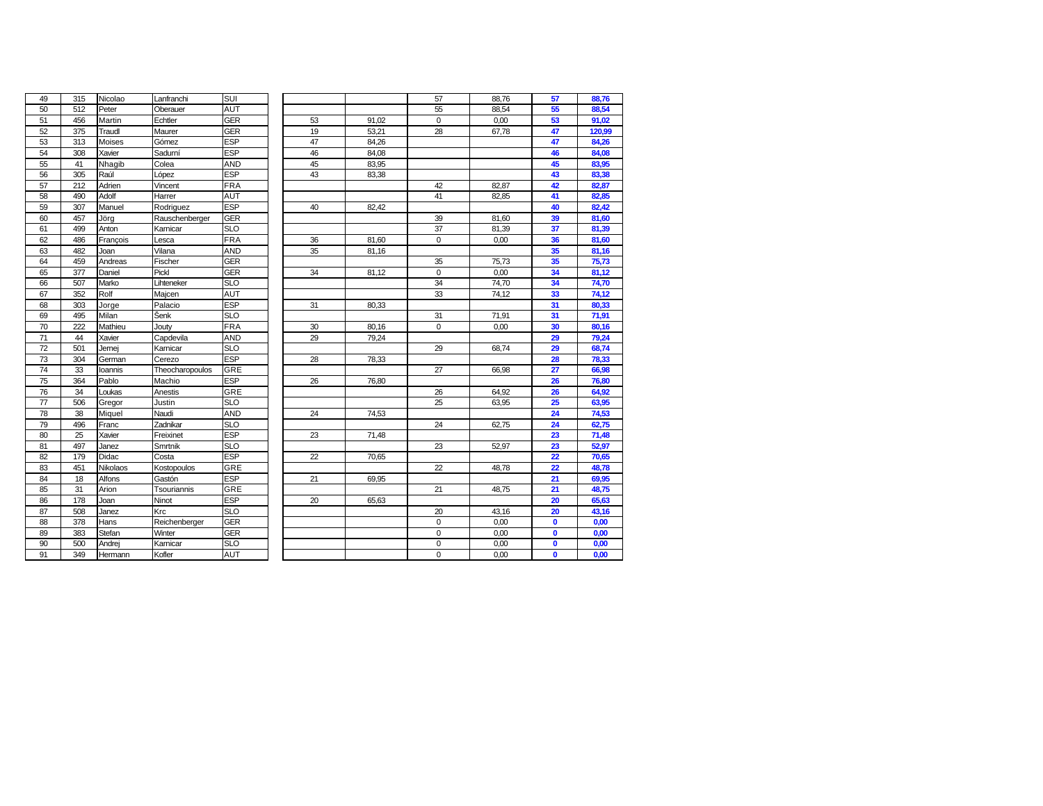| | | | | | | | | | | |
|---|---|---|---|---|---|---|---|---|---|---|
| 49 | 315 | Nicolao | Lanfranchi | SUI | | | 57 | 88,76 | **57** | **88,76** |
| 50 | 512 | Peter | Oberauer | AUT | | | 55 | 88,54 | **55** | **88,54** |
| 51 | 456 | Martin | Echtler | GER | 53 | 91,02 | 0 | 0,00 | **53** | **91,02** |
| 52 | 375 | Traudl | Maurer | GER | 19 | 53,21 | 28 | 67,78 | **47** | **120,99** |
| 53 | 313 | Moises | Gómez | ESP | 47 | 84,26 | | | **47** | **84,26** |
| 54 | 308 | Xavier | Sadurní | ESP | 46 | 84,08 | | | **46** | **84,08** |
| 55 | 41 | Nhagib | Colea | AND | 45 | 83,95 | | | **45** | **83,95** |
| 56 | 305 | Raúl | López | ESP | 43 | 83,38 | | | **43** | **83,38** |
| 57 | 212 | Adrien | Vincent | FRA | | | 42 | 82,87 | **42** | **82,87** |
| 58 | 490 | Adolf | Harrer | AUT | | | 41 | 82,85 | **41** | **82,85** |
| 59 | 307 | Manuel | Rodriguez | ESP | 40 | 82,42 | | | **40** | **82,42** |
| 60 | 457 | Jörg | Rauschenberger | GER | | | 39 | 81,60 | **39** | **81,60** |
| 61 | 499 | Anton | Karnicar | SLO | | | 37 | 81,39 | **37** | **81,39** |
| 62 | 486 | François | Lesca | FRA | 36 | 81,60 | 0 | 0,00 | **36** | **81,60** |
| 63 | 482 | Joan | Vilana | AND | 35 | 81,16 | | | **35** | **81,16** |
| 64 | 459 | Andreas | Fischer | GER | | | 35 | 75,73 | **35** | **75,73** |
| 65 | 377 | Daniel | Pickl | GER | 34 | 81,12 | 0 | 0,00 | **34** | **81,12** |
| 66 | 507 | Marko | Lihteneker | SLO | | | 34 | 74,70 | **34** | **74,70** |
| 67 | 352 | Rolf | Majcen | AUT | | | 33 | 74,12 | **33** | **74,12** |
| 68 | 303 | Jorge | Palacio | ESP | 31 | 80,33 | | | **31** | **80,33** |
| 69 | 495 | Milan | Šenk | SLO | | | 31 | 71,91 | **31** | **71,91** |
| 70 | 222 | Mathieu | Jouty | FRA | 30 | 80,16 | 0 | 0,00 | **30** | **80,16** |
| 71 | 44 | Xavier | Capdevila | AND | 29 | 79,24 | | | **29** | **79,24** |
| 72 | 501 | Jernej | Karnicar | SLO | | | 29 | 68,74 | **29** | **68,74** |
| 73 | 304 | German | Cerezo | ESP | 28 | 78,33 | | | **28** | **78,33** |
| 74 | 33 | Ioannis | Theocharopoulos | GRE | | | 27 | 66,98 | **27** | **66,98** |
| 75 | 364 | Pablo | Machio | ESP | 26 | 76,80 | | | **26** | **76,80** |
| 76 | 34 | Loukas | Anestis | GRE | | | 26 | 64,92 | **26** | **64,92** |
| 77 | 506 | Gregor | Justin | SLO | | | 25 | 63,95 | **25** | **63,95** |
| 78 | 38 | Miquel | Naudi | AND | 24 | 74,53 | | | **24** | **74,53** |
| 79 | 496 | Franc | Zadnikar | SLO | | | 24 | 62,75 | **24** | **62,75** |
| 80 | 25 | Xavier | Freixinet | ESP | 23 | 71,48 | | | **23** | **71,48** |
| 81 | 497 | Janez | Smrtnik | SLO | | | 23 | 52,97 | **23** | **52,97** |
| 82 | 179 | Didac | Costa | ESP | 22 | 70,65 | | | **22** | **70,65** |
| 83 | 451 | Nikolaos | Kostopoulos | GRE | | | 22 | 48,78 | **22** | **48,78** |
| 84 | 18 | Alfons | Gastón | ESP | 21 | 69,95 | | | **21** | **69,95** |
| 85 | 31 | Arion | Tsouriannis | GRE | | | 21 | 48,75 | **21** | **48,75** |
| 86 | 178 | Joan | Ninot | ESP | 20 | 65,63 | | | **20** | **65,63** |
| 87 | 508 | Janez | Krc | SLO | | | 20 | 43,16 | **20** | **43,16** |
| 88 | 378 | Hans | Reichenberger | GER | | | 0 | 0,00 | **0** | **0,00** |
| 89 | 383 | Stefan | Winter | GER | | | 0 | 0,00 | **0** | **0,00** |
| 90 | 500 | Andrej | Karnicar | SLO | | | 0 | 0,00 | **0** | **0,00** |
| 91 | 349 | Hermann | Kofler | AUT | | | 0 | 0,00 | **0** | **0,00** |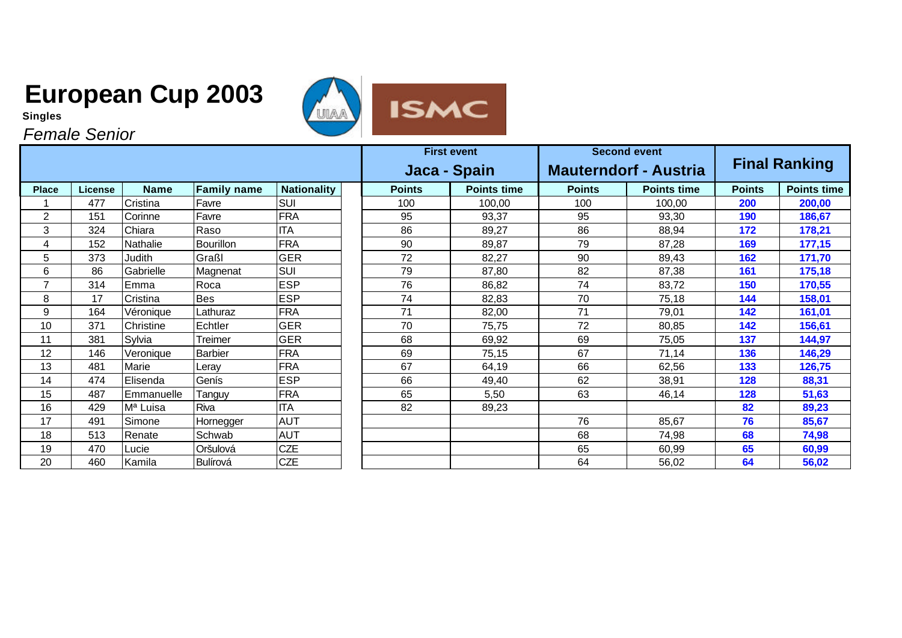# European Cup 2003

**Singles**

*Female Senior*

| Place | License | Name | Family name | Nationality | First event Jaca - Spain Points | First event Jaca - Spain Points time | Second event Mauterndorf - Austria Points | Second event Mauterndorf - Austria Points time | Final Ranking Points | Final Ranking Points time |
|---|---|---|---|---|---|---|---|---|---|---|
| 1 | 477 | Cristina | Favre | SUI | 100 | 100,00 | 100 | 100,00 | **200** | **200,00** |
| 2 | 151 | Corinne | Favre | FRA | 95 | 93,37 | 95 | 93,30 | **190** | **186,67** |
| 3 | 324 | Chiara | Raso | ITA | 86 | 89,27 | 86 | 88,94 | **172** | **178,21** |
| 4 | 152 | Nathalie | Bourillon | FRA | 90 | 89,87 | 79 | 87,28 | **169** | **177,15** |
| 5 | 373 | Judith | Graßl | GER | 72 | 82,27 | 90 | 89,43 | **162** | **171,70** |
| 6 | 86 | Gabrielle | Magnenat | SUI | 79 | 87,80 | 82 | 87,38 | **161** | **175,18** |
| 7 | 314 | Emma | Roca | ESP | 76 | 86,82 | 74 | 83,72 | **150** | **170,55** |
| 8 | 17 | Cristina | Bes | ESP | 74 | 82,83 | 70 | 75,18 | **144** | **158,01** |
| 9 | 164 | Véronique | Lathuraz | FRA | 71 | 82,00 | 71 | 79,01 | **142** | **161,01** |
| 10 | 371 | Christine | Echtler | GER | 70 | 75,75 | 72 | 80,85 | **142** | **156,61** |
| 11 | 381 | Sylvia | Treimer | GER | 68 | 69,92 | 69 | 75,05 | **137** | **144,97** |
| 12 | 146 | Veronique | Barbier | FRA | 69 | 75,15 | 67 | 71,14 | **136** | **146,29** |
| 13 | 481 | Marie | Leray | FRA | 67 | 64,19 | 66 | 62,56 | **133** | **126,75** |
| 14 | 474 | Elisenda | Genís | ESP | 66 | 49,40 | 62 | 38,91 | **128** | **88,31** |
| 15 | 487 | Emmanuelle | Tanguy | FRA | 65 | 5,50 | 63 | 46,14 | **128** | **51,63** |
| 16 | 429 | Mª Luisa | Riva | ITA | 82 | 89,23 | | | **82** | **89,23** |
| 17 | 491 | Simone | Hornegger | AUT | | | 76 | 85,67 | **76** | **85,67** |
| 18 | 513 | Renate | Schwab | AUT | | | 68 | 74,98 | **68** | **74,98** |
| 19 | 470 | Lucie | Oršulová | CZE | | | 65 | 60,99 | **65** | **60,99** |
| 20 | 460 | Kamila | Bulírová | CZE | | | 64 | 56,02 | **64** | **56,02** |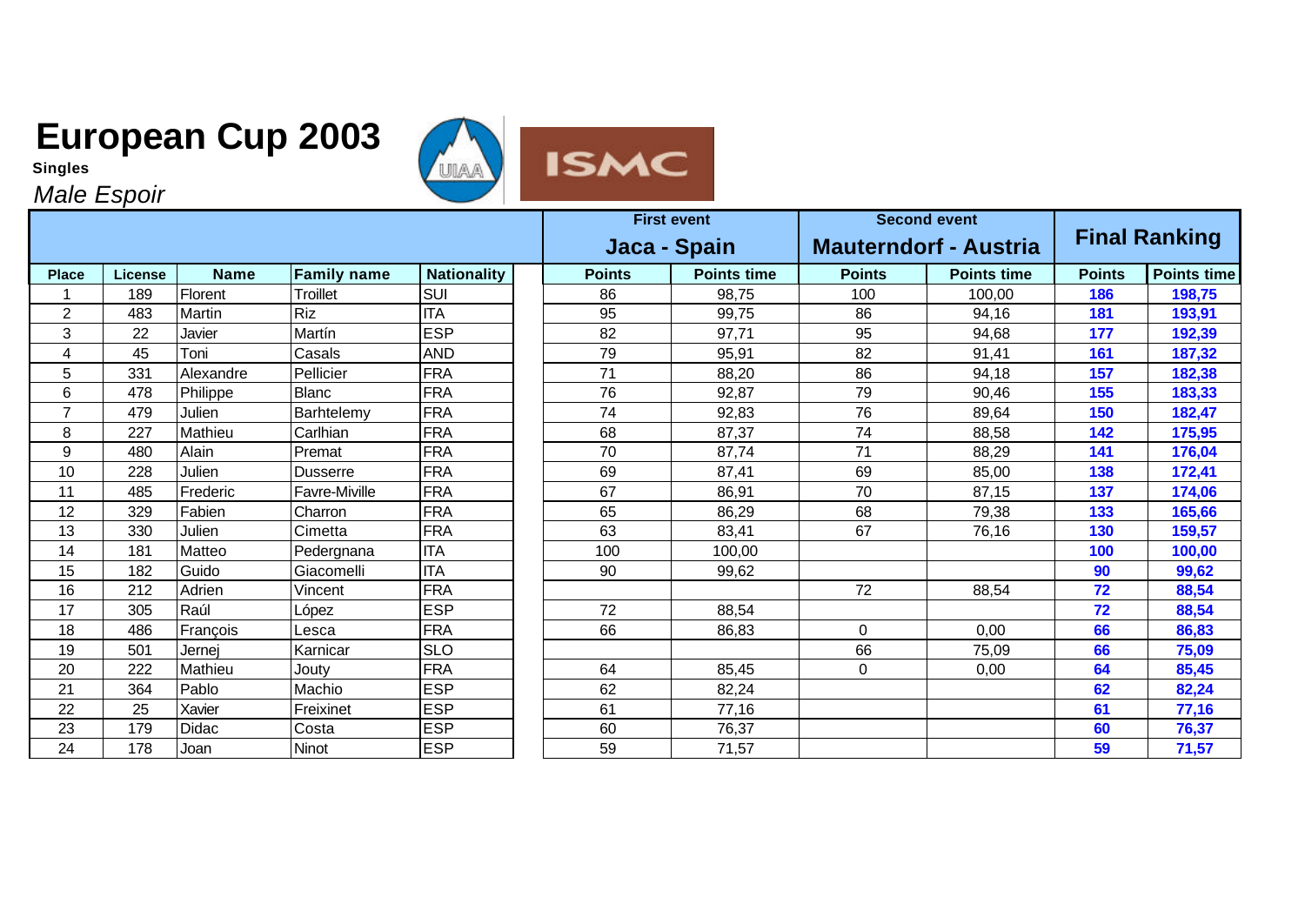# European Cup 2003

**Singles**

*Male Espoir*

| | | | | | First event | | Second event | | Final Ranking | |
|---|---|---|---|---|---|---|---|---|---|---|
| | | | | | Jaca - Spain | | Mauterndorf - Austria | | | |
| Place | License | Name | Family name | Nationality | Points | Points time | Points | Points time | Points | Points time |
| 1 | 189 | Florent | Troillet | SUI | 86 | 98,75 | 100 | 100,00 | **186** | **198,75** |
| 2 | 483 | Martin | Riz | ITA | 95 | 99,75 | 86 | 94,16 | **181** | **193,91** |
| 3 | 22 | Javier | Martín | ESP | 82 | 97,71 | 95 | 94,68 | **177** | **192,39** |
| 4 | 45 | Toni | Casals | AND | 79 | 95,91 | 82 | 91,41 | **161** | **187,32** |
| 5 | 331 | Alexandre | Pellicier | FRA | 71 | 88,20 | 86 | 94,18 | **157** | **182,38** |
| 6 | 478 | Philippe | Blanc | FRA | 76 | 92,87 | 79 | 90,46 | **155** | **183,33** |
| 7 | 479 | Julien | Barhtelemy | FRA | 74 | 92,83 | 76 | 89,64 | **150** | **182,47** |
| 8 | 227 | Mathieu | Carlhian | FRA | 68 | 87,37 | 74 | 88,58 | **142** | **175,95** |
| 9 | 480 | Alain | Premat | FRA | 70 | 87,74 | 71 | 88,29 | **141** | **176,04** |
| 10 | 228 | Julien | Dusserre | FRA | 69 | 87,41 | 69 | 85,00 | **138** | **172,41** |
| 11 | 485 | Frederic | Favre-Miville | FRA | 67 | 86,91 | 70 | 87,15 | **137** | **174,06** |
| 12 | 329 | Fabien | Charron | FRA | 65 | 86,29 | 68 | 79,38 | **133** | **165,66** |
| 13 | 330 | Julien | Cimetta | FRA | 63 | 83,41 | 67 | 76,16 | **130** | **159,57** |
| 14 | 181 | Matteo | Pedergnana | ITA | 100 | 100,00 | | | **100** | **100,00** |
| 15 | 182 | Guido | Giacomelli | ITA | 90 | 99,62 | | | **90** | **99,62** |
| 16 | 212 | Adrien | Vincent | FRA | | | 72 | 88,54 | **72** | **88,54** |
| 17 | 305 | Raúl | López | ESP | 72 | 88,54 | | | **72** | **88,54** |
| 18 | 486 | François | Lesca | FRA | 66 | 86,83 | 0 | 0,00 | **66** | **86,83** |
| 19 | 501 | Jernej | Karnicar | SLO | | | 66 | 75,09 | **66** | **75,09** |
| 20 | 222 | Mathieu | Jouty | FRA | 64 | 85,45 | 0 | 0,00 | **64** | **85,45** |
| 21 | 364 | Pablo | Machio | ESP | 62 | 82,24 | | | **62** | **82,24** |
| 22 | 25 | Xavier | Freixinet | ESP | 61 | 77,16 | | | **61** | **77,16** |
| 23 | 179 | Didac | Costa | ESP | 60 | 76,37 | | | **60** | **76,37** |
| 24 | 178 | Joan | Ninot | ESP | 59 | 71,57 | | | **59** | **71,57** |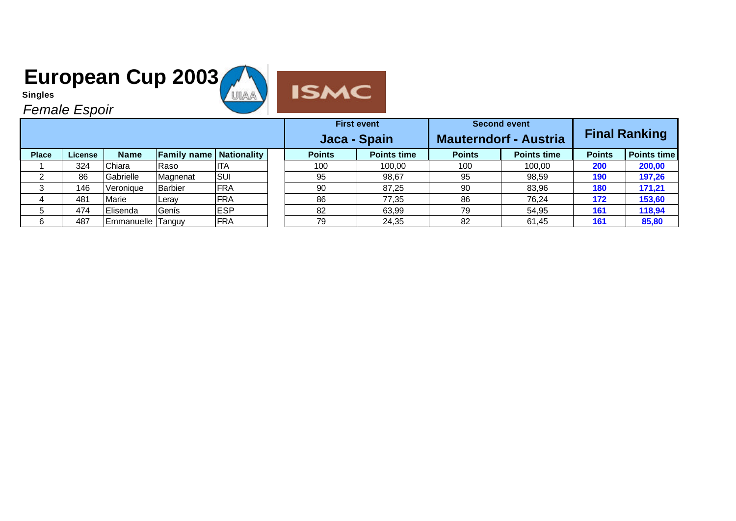# European Cup 2003

**Singles**

*Female Espoir*

| | | | | | First event Jaca - Spain | | Second event Mauterndorf - Austria | | Final Ranking | |
|---|---|---|---|---|---|---|---|---|---|---|
| Place | License | Name | Family name | Nationality | Points | Points time | Points | Points time | Points | Points time |
| 1 | 324 | Chiara | Raso | ITA | 100 | 100,00 | 100 | 100,00 | **200** | **200,00** |
| 2 | 86 | Gabrielle | Magnenat | SUI | 95 | 98,67 | 95 | 98,59 | **190** | **197,26** |
| 3 | 146 | Veronique | Barbier | FRA | 90 | 87,25 | 90 | 83,96 | **180** | **171,21** |
| 4 | 481 | Marie | Leray | FRA | 86 | 77,35 | 86 | 76,24 | **172** | **153,60** |
| 5 | 474 | Elisenda | Genís | ESP | 82 | 63,99 | 79 | 54,95 | **161** | **118,94** |
| 6 | 487 | Emmanuelle | Tanguy | FRA | 79 | 24,35 | 82 | 61,45 | **161** | **85,80** |